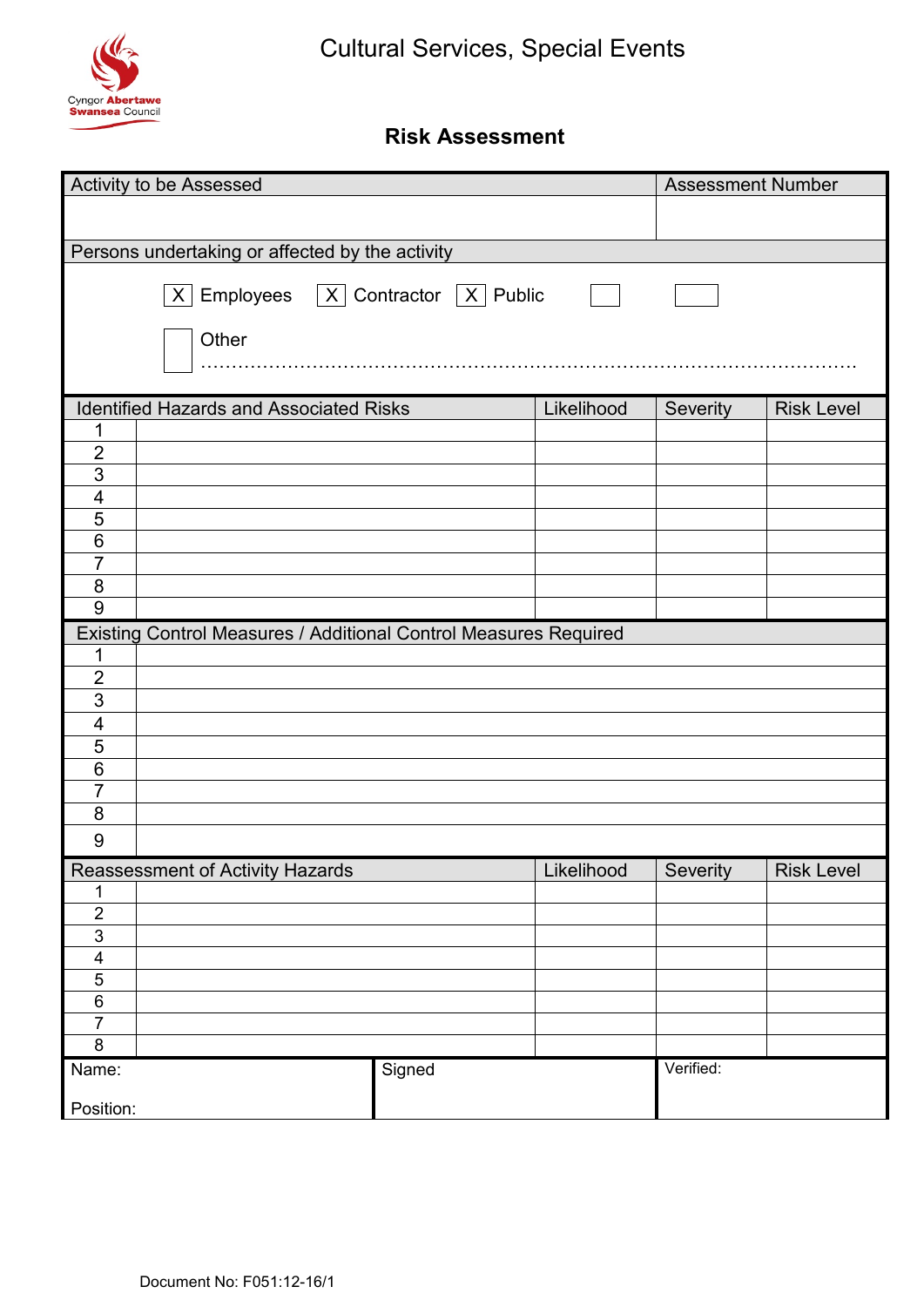Cyngor Abertawe Swansea Council

# Cultural Services, Special Events

## Risk Assessment

| Activity to be Assessed | Assessment Number |
|---|---|
| | |

**Persons undertaking or affected by the activity**

[X] Employees [X] Contractor [X] Public [ ] [ ]

[ ] Other ……………………………………………………………………………………………

| | Identified Hazards and Associated Risks | Likelihood | Severity | Risk Level |
|---|---|---|---|---|
| 1 | | | | |
| 2 | | | | |
| 3 | | | | |
| 4 | | | | |
| 5 | | | | |
| 6 | | | | |
| 7 | | | | |
| 8 | | | | |
| 9 | | | | |

| | Existing Control Measures / Additional Control Measures Required |
|---|---|
| 1 | |
| 2 | |
| 3 | |
| 4 | |
| 5 | |
| 6 | |
| 7 | |
| 8 | |
| 9 | |

| | Reassessment of Activity Hazards | Likelihood | Severity | Risk Level |
|---|---|---|---|---|
| 1 | | | | |
| 2 | | | | |
| 3 | | | | |
| 4 | | | | |
| 5 | | | | |
| 6 | | | | |
| 7 | | | | |
| 8 | | | | |

| Name:<br><br>Position: | Signed | Verified: |
|---|---|---|

Document No: F051:12-16/1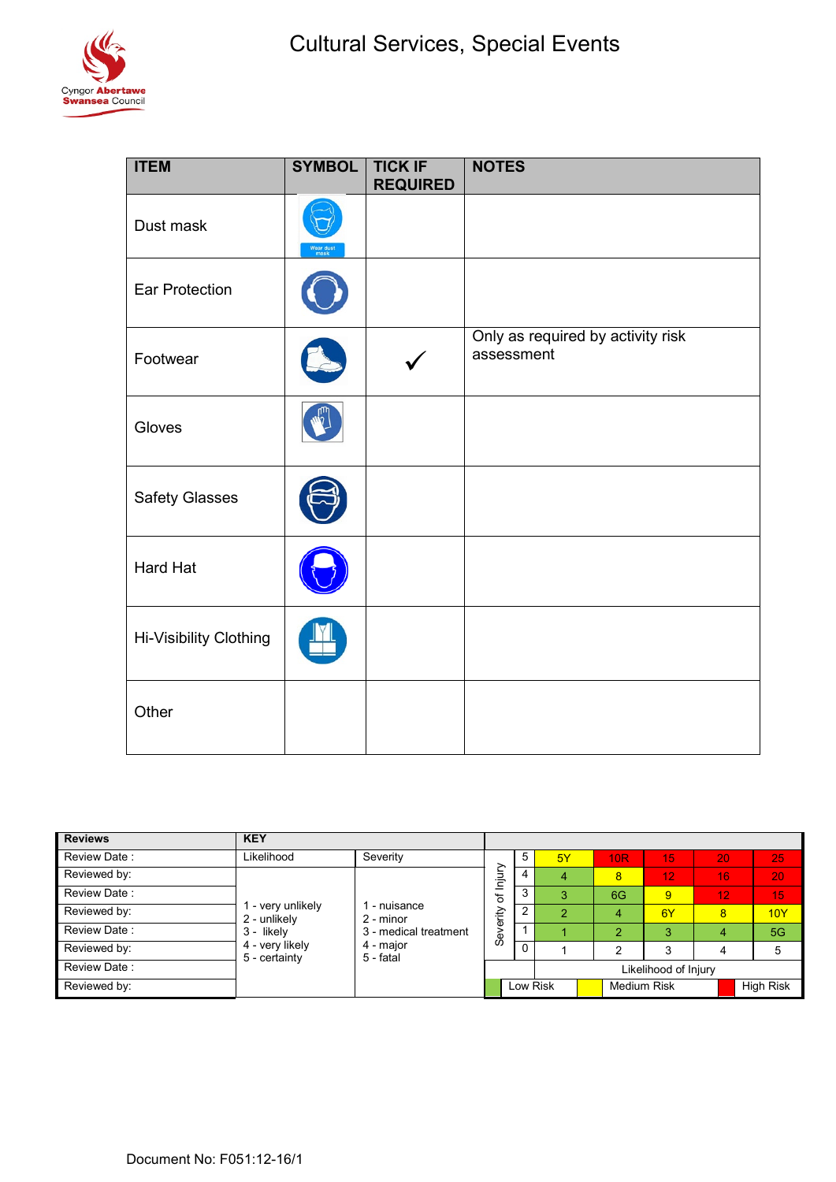# Cultural Services, Special Events

| ITEM | SYMBOL | TICK IF REQUIRED | NOTES |
|---|---|---|---|
| Dust mask | Wear dust mask | | |
| Ear Protection | | | |
| Footwear | | ✓ | Only as required by activity risk assessment |
| Gloves | | | |
| Safety Glasses | | | |
| Hard Hat | | | |
| Hi-Visibility Clothing | | | |
| Other | | | |

| Reviews | KEY | |
|---|---|---|
| Review Date : | Likelihood | Severity |
| Reviewed by: | 1 - very unlikely<br>2 - unlikely<br>3 - likely<br>4 - very likely<br>5 - certainty | 1 - nuisance<br>2 - minor<br>3 - medical treatment<br>4 - major<br>5 - fatal |
| Review Date : | | |
| Reviewed by: | | |
| Review Date : | | |
| Reviewed by: | | |
| Review Date : | | |
| Reviewed by: | | |

| Severity of Injury | | | | | |
|---|---|---|---|---|---|
| 5 | 5Y | 10R | 15 | 20 | 25 |
| 4 | 4 | 8 | 12 | 16 | 20 |
| 3 | 3 | 6G | 9 | 12 | 15 |
| 2 | 2 | 4 | 6Y | 8 | 10Y |
| 1 | 1 | 2 | 3 | 4 | 5G |
| 0 | 1 | 2 | 3 | 4 | 5 |
| | Likelihood of Injury | | | | |

Low Risk | Medium Risk | High Risk

Document No: F051:12-16/1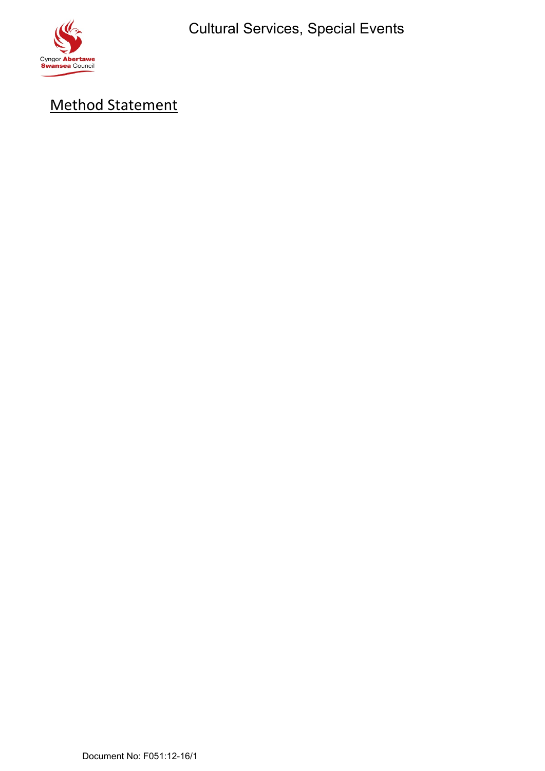Cultural Services, Special Events

# Method Statement

Document No: F051:12-16/1